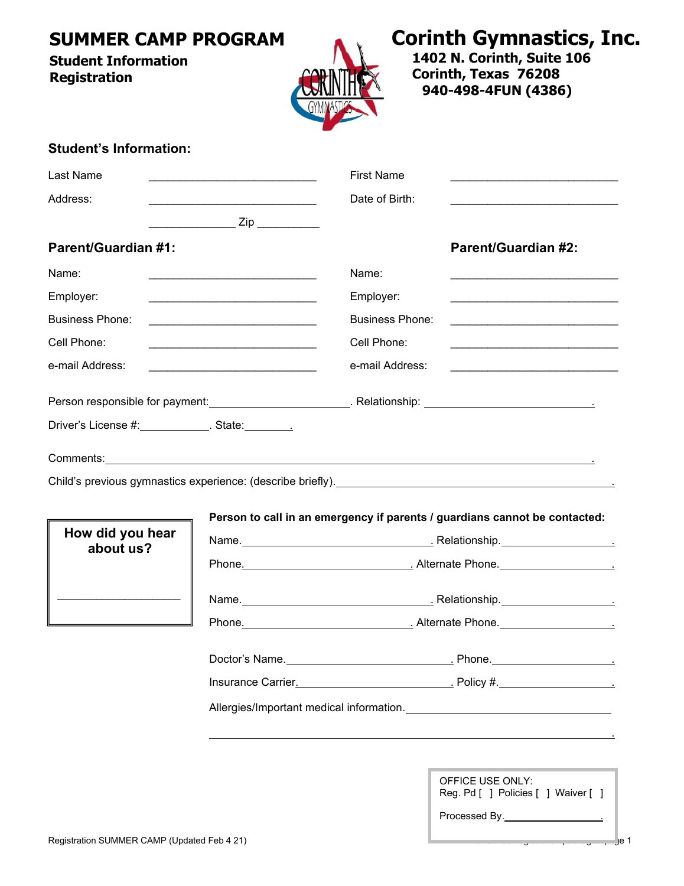# SUMMER CAMP PROGRAM

**Student Information Registration**

# Corinth Gymnastics, Inc.

**1402 N. Corinth, Suite 106**
**Corinth, Texas 76208**
**940-498-4FUN (4386)**

### Student's Information:

Last Name ___________________________ First Name ___________________________

Address: ___________________________ Date of Birth: ___________________________

_____________ Zip __________

### Parent/Guardian #1:

Name: ___________________________

Employer: ___________________________

Business Phone: ___________________________

Cell Phone: ___________________________

e-mail Address: ___________________________

### Parent/Guardian #2:

Name: ___________________________

Employer: ___________________________

Business Phone: ___________________________

Cell Phone: ___________________________

e-mail Address: ___________________________

Person responsible for payment:______________________. Relationship: ___________________________.

Driver's License #:___________. State:_______.

Comments:___________________________________________________________________________.

Child's previous gymnastics experience: (describe briefly).____________________________________________.

**How did you hear about us?**

___________________

**Person to call in an emergency if parents / guardians cannot be contacted:**

Name.______________________________. Relationship.__________________.

Phone.__________________________. Alternate Phone.__________________.

Name.______________________________. Relationship.__________________.

Phone.__________________________. Alternate Phone.__________________.

Doctor's Name.__________________________. Phone.__________________.

Insurance Carrier.________________________. Policy #.__________________.

Allergies/Important medical information.____________________________________

____________________________________________________________________.

OFFICE USE ONLY:
Reg. Pd [ ] Policies [ ] Waiver [ ]

Processed By.________________.

Registration SUMMER CAMP (Updated Feb 4 21)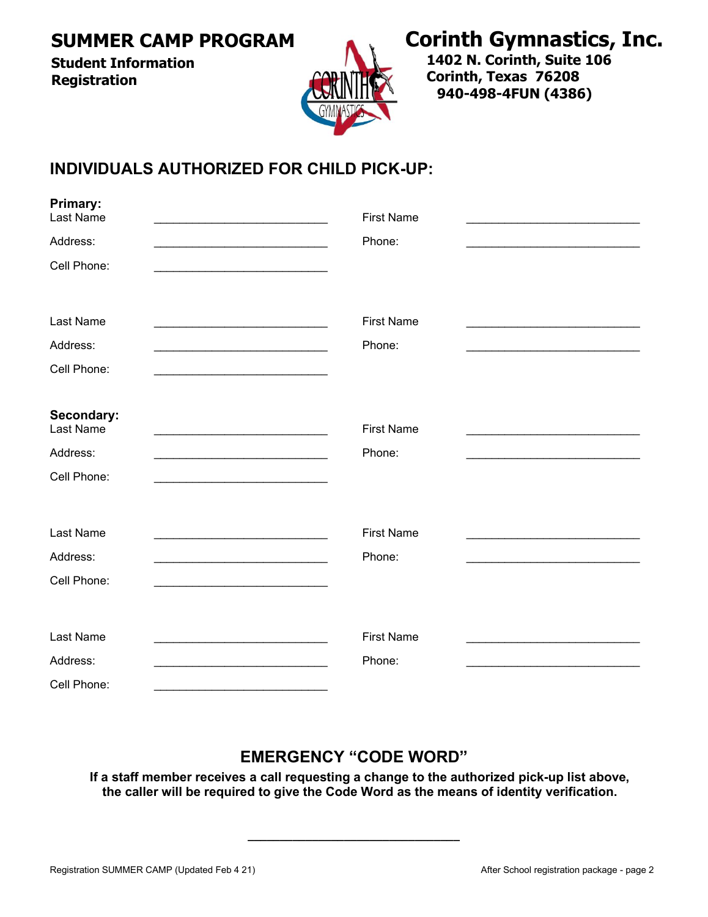## SUMMER CAMP PROGRAM

**Student Information**
**Registration**

## Corinth Gymnastics, Inc.

**1402 N. Corinth, Suite 106**
**Corinth, Texas 76208**
**940-498-4FUN (4386)**

### INDIVIDUALS AUTHORIZED FOR CHILD PICK-UP:

**Primary:**

Last Name ____________________________ First Name ____________________________

Address: ____________________________ Phone: ____________________________

Cell Phone: ____________________________

Last Name ____________________________ First Name ____________________________

Address: ____________________________ Phone: ____________________________

Cell Phone: ____________________________

**Secondary:**

Last Name ____________________________ First Name ____________________________

Address: ____________________________ Phone: ____________________________

Cell Phone: ____________________________

Last Name ____________________________ First Name ____________________________

Address: ____________________________ Phone: ____________________________

Cell Phone: ____________________________

Last Name ____________________________ First Name ____________________________

Address: ____________________________ Phone: ____________________________

Cell Phone: ____________________________

### EMERGENCY "CODE WORD"

**If a staff member receives a call requesting a change to the authorized pick-up list above, the caller will be required to give the Code Word as the means of identity verification.**

______________________________

Registration SUMMER CAMP (Updated Feb 4 21)

After School registration package - page 2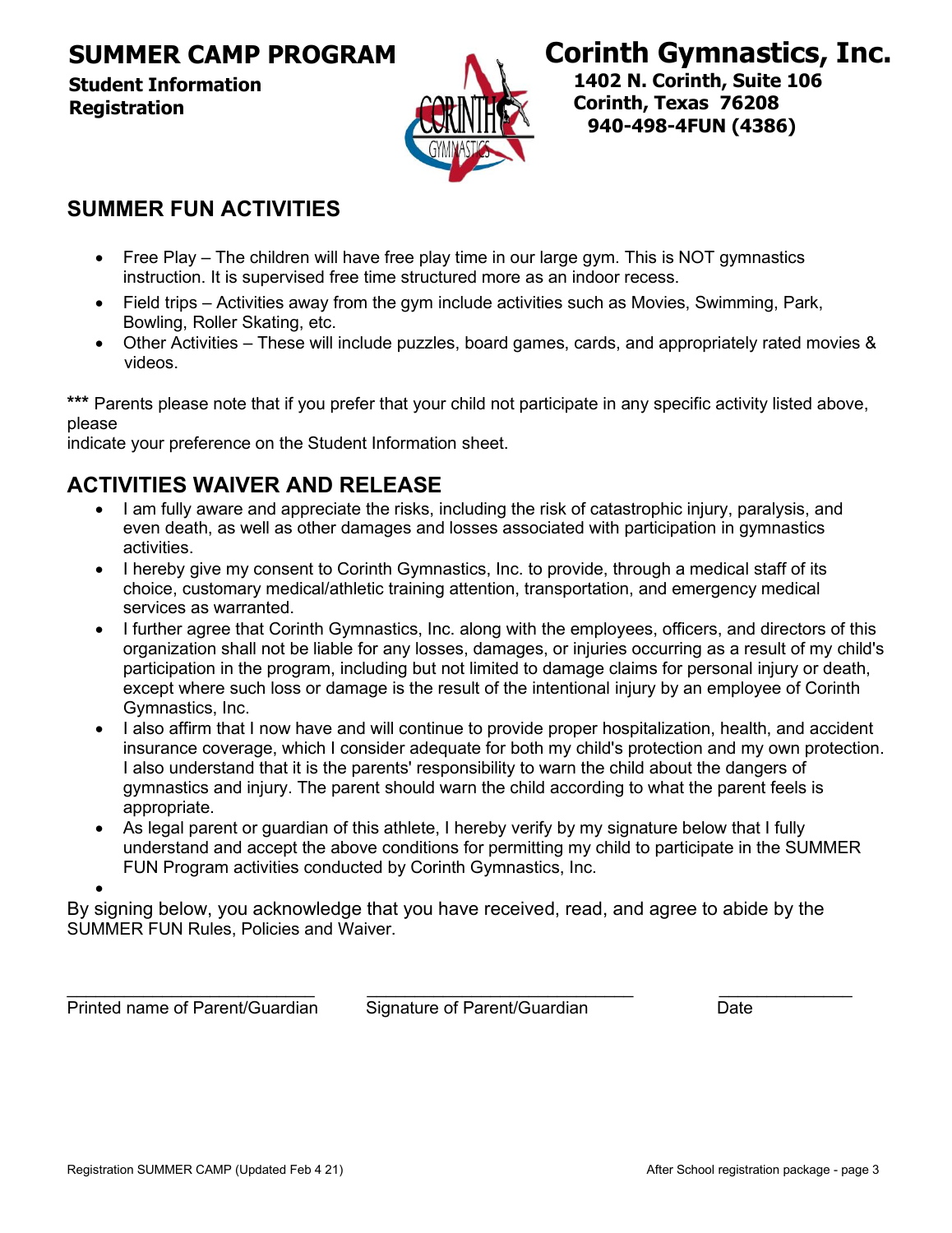# SUMMER CAMP PROGRAM

**Student Information**
**Registration**

# Corinth Gymnastics, Inc.

**1402 N. Corinth, Suite 106**
**Corinth, Texas 76208**
**940-498-4FUN (4386)**

## SUMMER FUN ACTIVITIES

- Free Play – The children will have free play time in our large gym. This is NOT gymnastics instruction. It is supervised free time structured more as an indoor recess.
- Field trips – Activities away from the gym include activities such as Movies, Swimming, Park, Bowling, Roller Skating, etc.
- Other Activities – These will include puzzles, board games, cards, and appropriately rated movies & videos.

*** Parents please note that if you prefer that your child not participate in any specific activity listed above, please
indicate your preference on the Student Information sheet.

## ACTIVITIES WAIVER AND RELEASE

- I am fully aware and appreciate the risks, including the risk of catastrophic injury, paralysis, and even death, as well as other damages and losses associated with participation in gymnastics activities.
- I hereby give my consent to Corinth Gymnastics, Inc. to provide, through a medical staff of its choice, customary medical/athletic training attention, transportation, and emergency medical services as warranted.
- I further agree that Corinth Gymnastics, Inc. along with the employees, officers, and directors of this organization shall not be liable for any losses, damages, or injuries occurring as a result of my child's participation in the program, including but not limited to damage claims for personal injury or death, except where such loss or damage is the result of the intentional injury by an employee of Corinth Gymnastics, Inc.
- I also affirm that I now have and will continue to provide proper hospitalization, health, and accident insurance coverage, which I consider adequate for both my child's protection and my own protection. I also understand that it is the parents' responsibility to warn the child about the dangers of gymnastics and injury. The parent should warn the child according to what the parent feels is appropriate.
- As legal parent or guardian of this athlete, I hereby verify by my signature below that I fully understand and accept the above conditions for permitting my child to participate in the SUMMER FUN Program activities conducted by Corinth Gymnastics, Inc.
- 

By signing below, you acknowledge that you have received, read, and agree to abide by the SUMMER FUN Rules, Policies and Waiver.

\_\_\_\_\_\_\_\_\_\_\_\_\_\_\_\_\_\_\_\_\_\_\_\_\_\_ \_\_\_\_\_\_\_\_\_\_\_\_\_\_\_\_\_\_\_\_\_\_\_\_\_\_\_\_ \_\_\_\_\_\_\_\_\_\_\_\_\_\_

Printed name of Parent/Guardian    Signature of Parent/Guardian    Date

Registration SUMMER CAMP (Updated Feb 4 21)    After School registration package - page 3